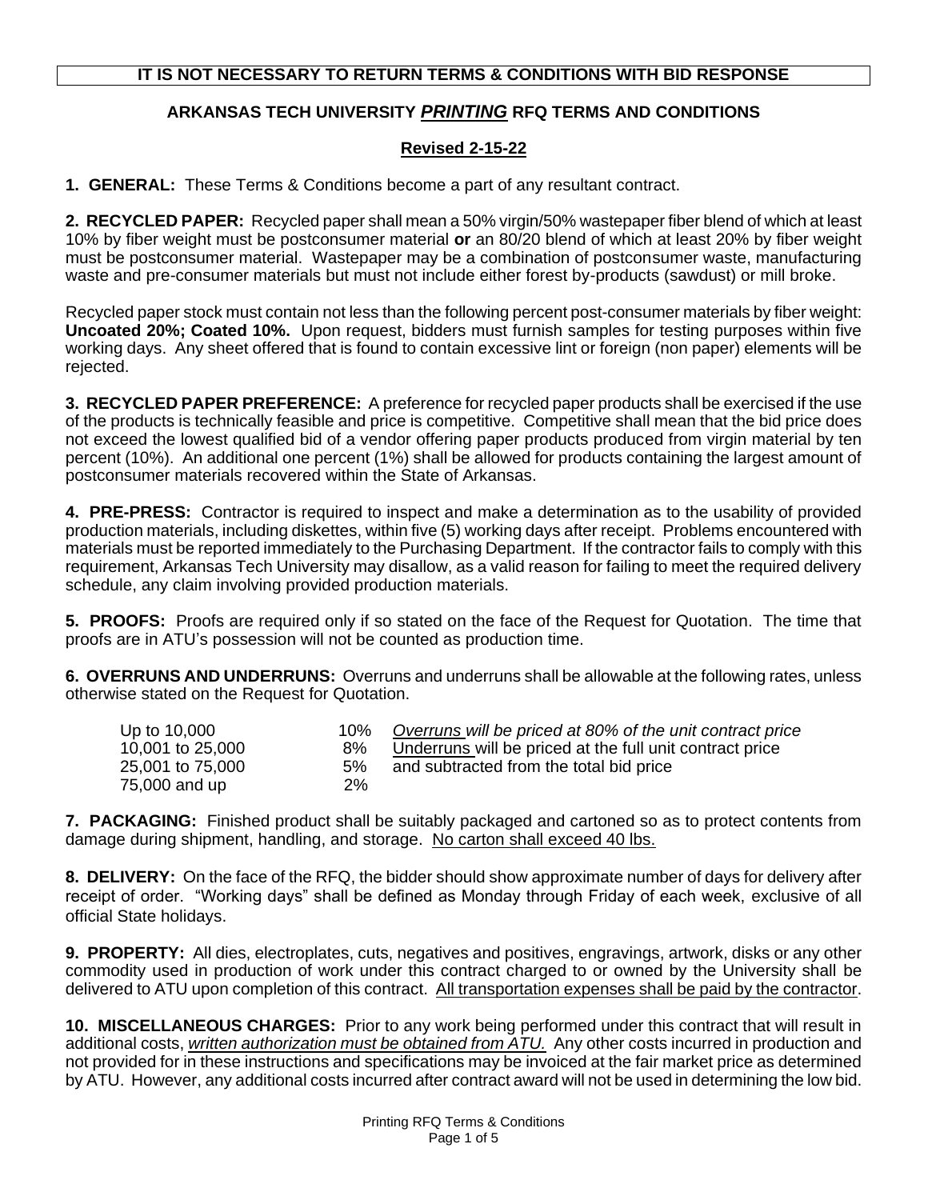**IT IS NOT NECESSARY TO RETURN TERMS & CONDITIONS WITH BID RESPONSE**

## ARKANSAS TECH UNIVERSITY ***PRINTING*** RFQ TERMS AND CONDITIONS

**Revised 2-15-22**

**1. GENERAL:** These Terms & Conditions become a part of any resultant contract.

**2. RECYCLED PAPER:** Recycled paper shall mean a 50% virgin/50% wastepaper fiber blend of which at least 10% by fiber weight must be postconsumer material **or** an 80/20 blend of which at least 20% by fiber weight must be postconsumer material. Wastepaper may be a combination of postconsumer waste, manufacturing waste and pre-consumer materials but must not include either forest by-products (sawdust) or mill broke.

Recycled paper stock must contain not less than the following percent post-consumer materials by fiber weight: **Uncoated 20%; Coated 10%.** Upon request, bidders must furnish samples for testing purposes within five working days. Any sheet offered that is found to contain excessive lint or foreign (non paper) elements will be rejected.

**3. RECYCLED PAPER PREFERENCE:** A preference for recycled paper products shall be exercised if the use of the products is technically feasible and price is competitive. Competitive shall mean that the bid price does not exceed the lowest qualified bid of a vendor offering paper products produced from virgin material by ten percent (10%). An additional one percent (1%) shall be allowed for products containing the largest amount of postconsumer materials recovered within the State of Arkansas.

**4. PRE-PRESS:** Contractor is required to inspect and make a determination as to the usability of provided production materials, including diskettes, within five (5) working days after receipt. Problems encountered with materials must be reported immediately to the Purchasing Department. If the contractor fails to comply with this requirement, Arkansas Tech University may disallow, as a valid reason for failing to meet the required delivery schedule, any claim involving provided production materials.

**5. PROOFS:** Proofs are required only if so stated on the face of the Request for Quotation. The time that proofs are in ATU's possession will not be counted as production time.

**6. OVERRUNS AND UNDERRUNS:** Overruns and underruns shall be allowable at the following rates, unless otherwise stated on the Request for Quotation.

| | | |
|---|---|---|
| Up to 10,000 | 10% | *Overruns will be priced at 80% of the unit contract price* |
| 10,001 to 25,000 | 8% | Underruns will be priced at the full unit contract price |
| 25,001 to 75,000 | 5% | and subtracted from the total bid price |
| 75,000 and up | 2% | |

**7. PACKAGING:** Finished product shall be suitably packaged and cartoned so as to protect contents from damage during shipment, handling, and storage. No carton shall exceed 40 lbs.

**8. DELIVERY:** On the face of the RFQ, the bidder should show approximate number of days for delivery after receipt of order. "Working days" shall be defined as Monday through Friday of each week, exclusive of all official State holidays.

**9. PROPERTY:** All dies, electroplates, cuts, negatives and positives, engravings, artwork, disks or any other commodity used in production of work under this contract charged to or owned by the University shall be delivered to ATU upon completion of this contract. All transportation expenses shall be paid by the contractor.

**10. MISCELLANEOUS CHARGES:** Prior to any work being performed under this contract that will result in additional costs, *written authorization must be obtained from ATU.* Any other costs incurred in production and not provided for in these instructions and specifications may be invoiced at the fair market price as determined by ATU. However, any additional costs incurred after contract award will not be used in determining the low bid.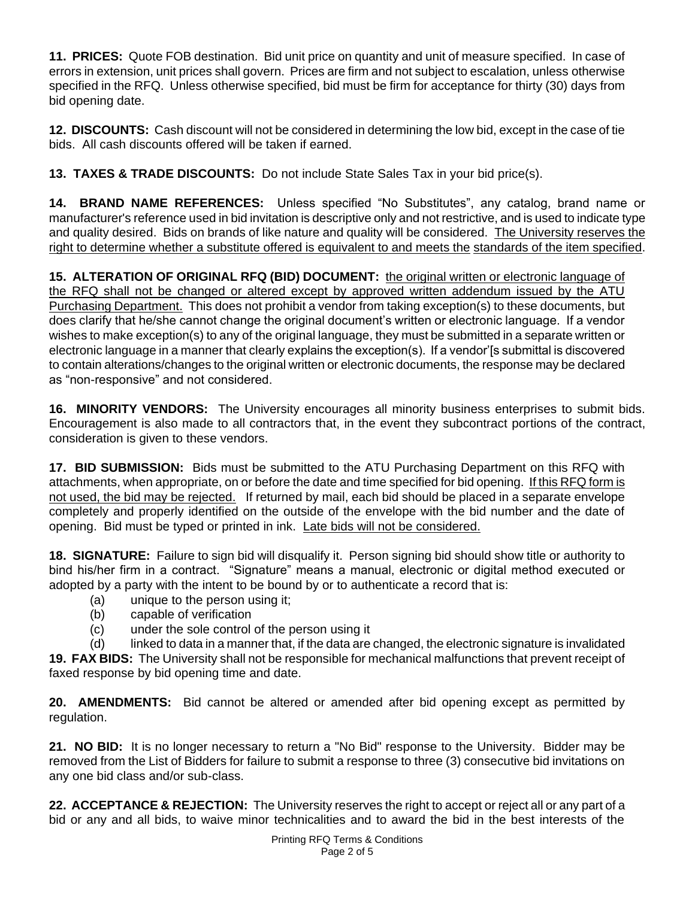**11. PRICES:** Quote FOB destination. Bid unit price on quantity and unit of measure specified. In case of errors in extension, unit prices shall govern. Prices are firm and not subject to escalation, unless otherwise specified in the RFQ. Unless otherwise specified, bid must be firm for acceptance for thirty (30) days from bid opening date.

**12. DISCOUNTS:** Cash discount will not be considered in determining the low bid, except in the case of tie bids. All cash discounts offered will be taken if earned.

**13. TAXES & TRADE DISCOUNTS:** Do not include State Sales Tax in your bid price(s).

**14. BRAND NAME REFERENCES:** Unless specified "No Substitutes", any catalog, brand name or manufacturer's reference used in bid invitation is descriptive only and not restrictive, and is used to indicate type and quality desired. Bids on brands of like nature and quality will be considered. The University reserves the right to determine whether a substitute offered is equivalent to and meets the standards of the item specified.

**15. ALTERATION OF ORIGINAL RFQ (BID) DOCUMENT:** the original written or electronic language of the RFQ shall not be changed or altered except by approved written addendum issued by the ATU Purchasing Department. This does not prohibit a vendor from taking exception(s) to these documents, but does clarify that he/she cannot change the original document's written or electronic language. If a vendor wishes to make exception(s) to any of the original language, they must be submitted in a separate written or electronic language in a manner that clearly explains the exception(s). If a vendor'[s submittal is discovered to contain alterations/changes to the original written or electronic documents, the response may be declared as "non-responsive" and not considered.

**16. MINORITY VENDORS:** The University encourages all minority business enterprises to submit bids. Encouragement is also made to all contractors that, in the event they subcontract portions of the contract, consideration is given to these vendors.

**17. BID SUBMISSION:** Bids must be submitted to the ATU Purchasing Department on this RFQ with attachments, when appropriate, on or before the date and time specified for bid opening. If this RFQ form is not used, the bid may be rejected. If returned by mail, each bid should be placed in a separate envelope completely and properly identified on the outside of the envelope with the bid number and the date of opening. Bid must be typed or printed in ink. Late bids will not be considered.

**18. SIGNATURE:** Failure to sign bid will disqualify it. Person signing bid should show title or authority to bind his/her firm in a contract. "Signature" means a manual, electronic or digital method executed or adopted by a party with the intent to be bound by or to authenticate a record that is:

- (a) unique to the person using it;
- (b) capable of verification
- (c) under the sole control of the person using it
- (d) linked to data in a manner that, if the data are changed, the electronic signature is invalidated

**19. FAX BIDS:** The University shall not be responsible for mechanical malfunctions that prevent receipt of faxed response by bid opening time and date.

**20. AMENDMENTS:** Bid cannot be altered or amended after bid opening except as permitted by regulation.

**21. NO BID:** It is no longer necessary to return a "No Bid" response to the University. Bidder may be removed from the List of Bidders for failure to submit a response to three (3) consecutive bid invitations on any one bid class and/or sub-class.

**22. ACCEPTANCE & REJECTION:** The University reserves the right to accept or reject all or any part of a bid or any and all bids, to waive minor technicalities and to award the bid in the best interests of the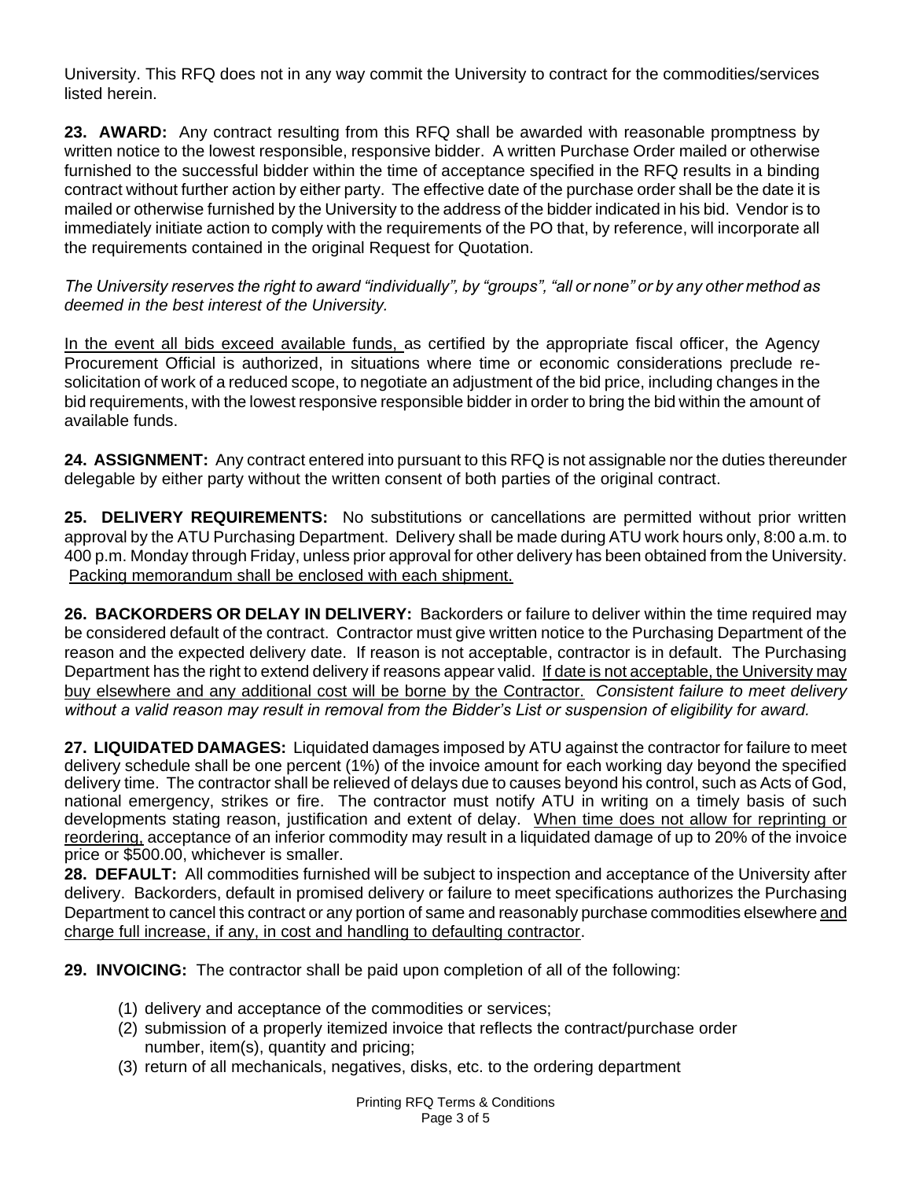University. This RFQ does not in any way commit the University to contract for the commodities/services listed herein.

**23. AWARD:** Any contract resulting from this RFQ shall be awarded with reasonable promptness by written notice to the lowest responsible, responsive bidder. A written Purchase Order mailed or otherwise furnished to the successful bidder within the time of acceptance specified in the RFQ results in a binding contract without further action by either party. The effective date of the purchase order shall be the date it is mailed or otherwise furnished by the University to the address of the bidder indicated in his bid. Vendor is to immediately initiate action to comply with the requirements of the PO that, by reference, will incorporate all the requirements contained in the original Request for Quotation.

*The University reserves the right to award "individually", by "groups", "all or none" or by any other method as deemed in the best interest of the University.*

<u>In the event all bids exceed available funds,</u> as certified by the appropriate fiscal officer, the Agency Procurement Official is authorized, in situations where time or economic considerations preclude re-solicitation of work of a reduced scope, to negotiate an adjustment of the bid price, including changes in the bid requirements, with the lowest responsive responsible bidder in order to bring the bid within the amount of available funds.

**24. ASSIGNMENT:** Any contract entered into pursuant to this RFQ is not assignable nor the duties thereunder delegable by either party without the written consent of both parties of the original contract.

**25. DELIVERY REQUIREMENTS:** No substitutions or cancellations are permitted without prior written approval by the ATU Purchasing Department. Delivery shall be made during ATU work hours only, 8:00 a.m. to 400 p.m. Monday through Friday, unless prior approval for other delivery has been obtained from the University. <u>Packing memorandum shall be enclosed with each shipment.</u>

**26. BACKORDERS OR DELAY IN DELIVERY:** Backorders or failure to deliver within the time required may be considered default of the contract. Contractor must give written notice to the Purchasing Department of the reason and the expected delivery date. If reason is not acceptable, contractor is in default. The Purchasing Department has the right to extend delivery if reasons appear valid. <u>If date is not acceptable, the University may buy elsewhere and any additional cost will be borne by the Contractor.</u> *Consistent failure to meet delivery without a valid reason may result in removal from the Bidder's List or suspension of eligibility for award.*

**27. LIQUIDATED DAMAGES:** Liquidated damages imposed by ATU against the contractor for failure to meet delivery schedule shall be one percent (1%) of the invoice amount for each working day beyond the specified delivery time. The contractor shall be relieved of delays due to causes beyond his control, such as Acts of God, national emergency, strikes or fire. The contractor must notify ATU in writing on a timely basis of such developments stating reason, justification and extent of delay. <u>When time does not allow for reprinting or reordering,</u> acceptance of an inferior commodity may result in a liquidated damage of up to 20% of the invoice price or $500.00, whichever is smaller.

**28. DEFAULT:** All commodities furnished will be subject to inspection and acceptance of the University after delivery. Backorders, default in promised delivery or failure to meet specifications authorizes the Purchasing Department to cancel this contract or any portion of same and reasonably purchase commodities elsewhere <u>and charge full increase, if any, in cost and handling to defaulting contractor</u>.

**29. INVOICING:** The contractor shall be paid upon completion of all of the following:

(1) delivery and acceptance of the commodities or services;
(2) submission of a properly itemized invoice that reflects the contract/purchase order number, item(s), quantity and pricing;
(3) return of all mechanicals, negatives, disks, etc. to the ordering department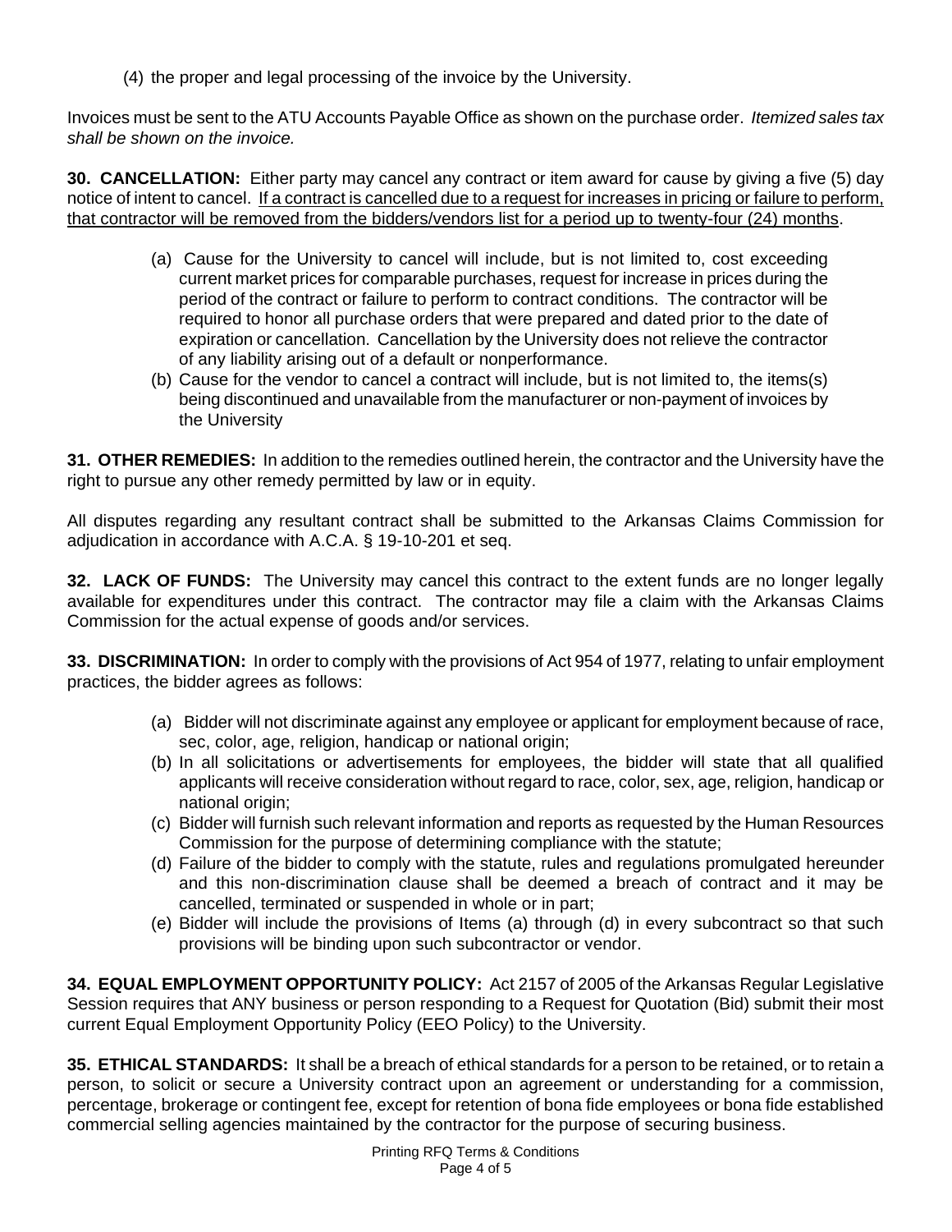(4) the proper and legal processing of the invoice by the University.

Invoices must be sent to the ATU Accounts Payable Office as shown on the purchase order. *Itemized sales tax shall be shown on the invoice.*

**30. CANCELLATION:** Either party may cancel any contract or item award for cause by giving a five (5) day notice of intent to cancel. <u>If a contract is cancelled due to a request for increases in pricing or failure to perform, that contractor will be removed from the bidders/vendors list for a period up to twenty-four (24) months</u>.

- (a) Cause for the University to cancel will include, but is not limited to, cost exceeding current market prices for comparable purchases, request for increase in prices during the period of the contract or failure to perform to contract conditions. The contractor will be required to honor all purchase orders that were prepared and dated prior to the date of expiration or cancellation. Cancellation by the University does not relieve the contractor of any liability arising out of a default or nonperformance.
- (b) Cause for the vendor to cancel a contract will include, but is not limited to, the items(s) being discontinued and unavailable from the manufacturer or non-payment of invoices by the University

**31. OTHER REMEDIES:** In addition to the remedies outlined herein, the contractor and the University have the right to pursue any other remedy permitted by law or in equity.

All disputes regarding any resultant contract shall be submitted to the Arkansas Claims Commission for adjudication in accordance with A.C.A. § 19-10-201 et seq.

**32. LACK OF FUNDS:** The University may cancel this contract to the extent funds are no longer legally available for expenditures under this contract. The contractor may file a claim with the Arkansas Claims Commission for the actual expense of goods and/or services.

**33. DISCRIMINATION:** In order to comply with the provisions of Act 954 of 1977, relating to unfair employment practices, the bidder agrees as follows:

- (a) Bidder will not discriminate against any employee or applicant for employment because of race, sec, color, age, religion, handicap or national origin;
- (b) In all solicitations or advertisements for employees, the bidder will state that all qualified applicants will receive consideration without regard to race, color, sex, age, religion, handicap or national origin;
- (c) Bidder will furnish such relevant information and reports as requested by the Human Resources Commission for the purpose of determining compliance with the statute;
- (d) Failure of the bidder to comply with the statute, rules and regulations promulgated hereunder and this non-discrimination clause shall be deemed a breach of contract and it may be cancelled, terminated or suspended in whole or in part;
- (e) Bidder will include the provisions of Items (a) through (d) in every subcontract so that such provisions will be binding upon such subcontractor or vendor.

**34. EQUAL EMPLOYMENT OPPORTUNITY POLICY:** Act 2157 of 2005 of the Arkansas Regular Legislative Session requires that ANY business or person responding to a Request for Quotation (Bid) submit their most current Equal Employment Opportunity Policy (EEO Policy) to the University.

**35. ETHICAL STANDARDS:** It shall be a breach of ethical standards for a person to be retained, or to retain a person, to solicit or secure a University contract upon an agreement or understanding for a commission, percentage, brokerage or contingent fee, except for retention of bona fide employees or bona fide established commercial selling agencies maintained by the contractor for the purpose of securing business.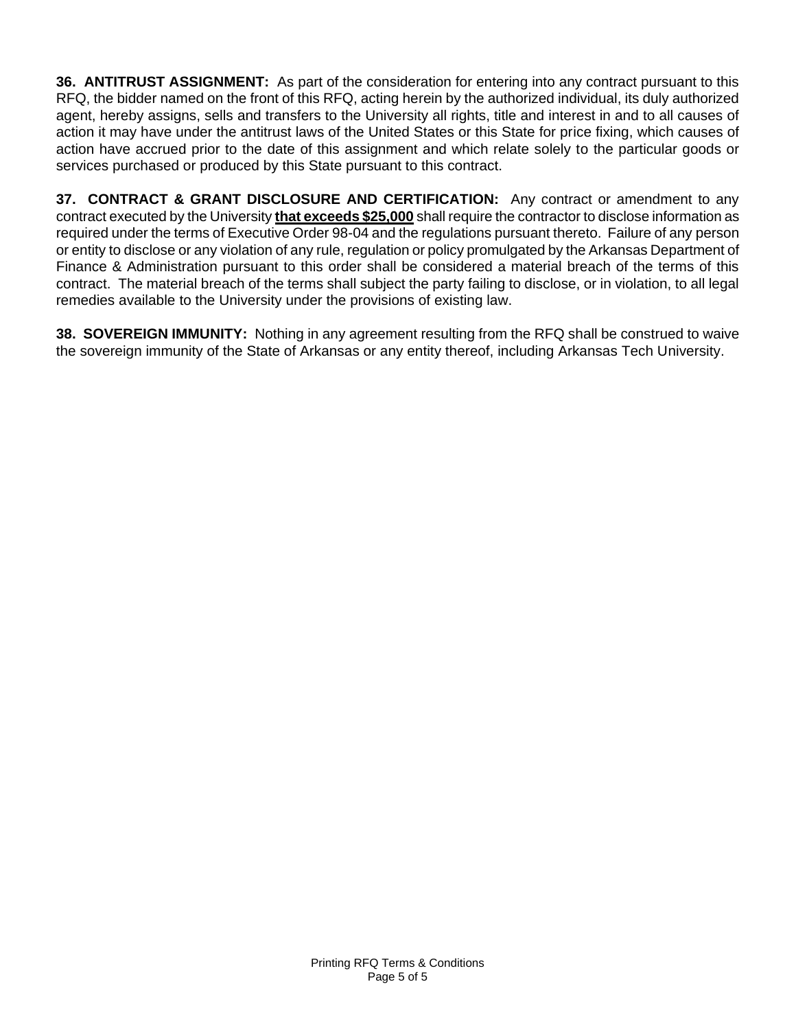**36. ANTITRUST ASSIGNMENT:** As part of the consideration for entering into any contract pursuant to this RFQ, the bidder named on the front of this RFQ, acting herein by the authorized individual, its duly authorized agent, hereby assigns, sells and transfers to the University all rights, title and interest in and to all causes of action it may have under the antitrust laws of the United States or this State for price fixing, which causes of action have accrued prior to the date of this assignment and which relate solely to the particular goods or services purchased or produced by this State pursuant to this contract.

**37. CONTRACT & GRANT DISCLOSURE AND CERTIFICATION:** Any contract or amendment to any contract executed by the University **that exceeds $25,000** shall require the contractor to disclose information as required under the terms of Executive Order 98-04 and the regulations pursuant thereto. Failure of any person or entity to disclose or any violation of any rule, regulation or policy promulgated by the Arkansas Department of Finance & Administration pursuant to this order shall be considered a material breach of the terms of this contract. The material breach of the terms shall subject the party failing to disclose, or in violation, to all legal remedies available to the University under the provisions of existing law.

**38. SOVEREIGN IMMUNITY:** Nothing in any agreement resulting from the RFQ shall be construed to waive the sovereign immunity of the State of Arkansas or any entity thereof, including Arkansas Tech University.